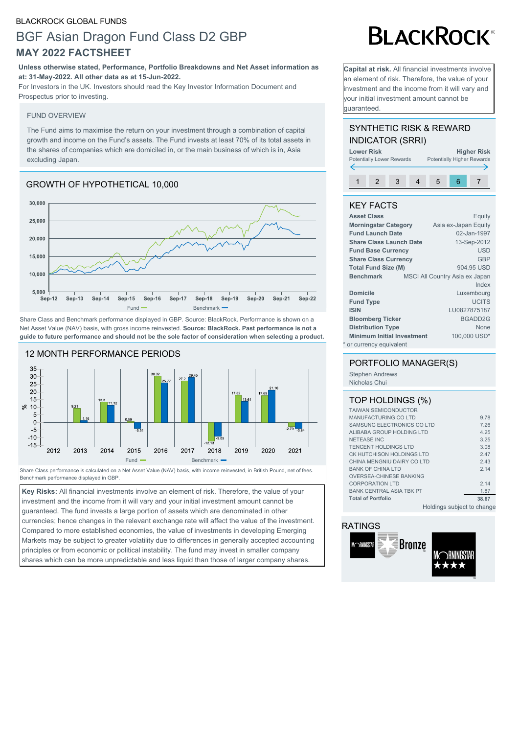BLACKROCK GLOBAL FUNDS

# BGF Asian Dragon Fund Class D2 GBP

## MAY 2022 FACTSHEET

**Unless otherwise stated, Performance, Portfolio Breakdowns and Net Asset information as at: 31-May-2022. All other data as at 15-Jun-2022.**

For Investors in the UK. Investors should read the Key Investor Information Document and Prospectus prior to investing.

**Capital at risk.** All financial investments involve an element of risk. Therefore, the value of your investment and the income from it will vary and your initial investment amount cannot be guaranteed.

### FUND OVERVIEW

The Fund aims to maximise the return on your investment through a combination of capital growth and income on the Fund's assets. The Fund invests at least 70% of its total assets in the shares of companies which are domiciled in, or the main business of which is in, Asia excluding Japan.

### GROWTH OF HYPOTHETICAL 10,000

Share Class and Benchmark performance displayed in GBP. Source: BlackRock. Performance is shown on a Net Asset Value (NAV) basis, with gross income reinvested. **Source: BlackRock. Past performance is not a guide to future performance and should not be the sole factor of consideration when selecting a product.**

### 12 MONTH PERFORMANCE PERIODS

| | 2012 | 2013 | 2014 | 2015 | 2016 | 2017 | 2018 | 2019 | 2020 | 2021 |
|---|---|---|---|---|---|---|---|---|---|---|
| Fund | | 9.21 | 13.3 | 0.59 | 30.32 | 27.2 | -12.13 | 17.82 | 17.69 | -2.79 |
| Benchmark | | 1.16 | 11.32 | -3.91 | 25.77 | 29.45 | -9.05 | 13.61 | 21.16 | -3.84 |

Share Class performance is calculated on a Net Asset Value (NAV) basis, with income reinvested, in British Pound, net of fees. Benchmark performance displayed in GBP.

**Key Risks:** All financial investments involve an element of risk. Therefore, the value of your investment and the income from it will vary and your initial investment amount cannot be guaranteed. The fund invests a large portion of assets which are denominated in other currencies; hence changes in the relevant exchange rate will affect the value of the investment. Compared to more established economies, the value of investments in developing Emerging Markets may be subject to greater volatility due to differences in generally accepted accounting principles or from economic or political instability. The fund may invest in smaller company shares which can be more unpredictable and less liquid than those of larger company shares.

### SYNTHETIC RISK & REWARD INDICATOR (SRRI)

Lower Risk (Potentially Lower Rewards) — Higher Risk (Potentially Higher Rewards)

1 | 2 | 3 | 4 | 5 | **6** | 7

### KEY FACTS

| | |
|---|---|
| **Asset Class** | Equity |
| **Morningstar Category** | Asia ex-Japan Equity |
| **Fund Launch Date** | 02-Jan-1997 |
| **Share Class Launch Date** | 13-Sep-2012 |
| **Fund Base Currency** | USD |
| **Share Class Currency** | GBP |
| **Total Fund Size (M)** | 904.95 USD |
| **Benchmark** | MSCI All Country Asia ex Japan Index |
| **Domicile** | Luxembourg |
| **Fund Type** | UCITS |
| **ISIN** | LU0827875187 |
| **Bloomberg Ticker** | BGADD2G |
| **Distribution Type** | None |
| **Minimum Initial Investment** | 100,000 USD* |

* or currency equivalent

### PORTFOLIO MANAGER(S)

Stephen Andrews
Nicholas Chui

### TOP HOLDINGS (%)

| | |
|---|---|
| TAIWAN SEMICONDUCTOR MANUFACTURING CO LTD | 9.78 |
| SAMSUNG ELECTRONICS CO LTD | 7.26 |
| ALIBABA GROUP HOLDING LTD | 4.25 |
| NETEASE INC | 3.25 |
| TENCENT HOLDINGS LTD | 3.08 |
| CK HUTCHISON HOLDINGS LTD | 2.47 |
| CHINA MENGNIU DAIRY CO LTD | 2.43 |
| BANK OF CHINA LTD | 2.14 |
| OVERSEA-CHINESE BANKING CORPORATION LTD | 2.14 |
| BANK CENTRAL ASIA TBK PT | 1.87 |
| **Total of Portfolio** | **38.67** |

Holdings subject to change

### RATINGS

Morningstar Bronze

Morningstar ★★★★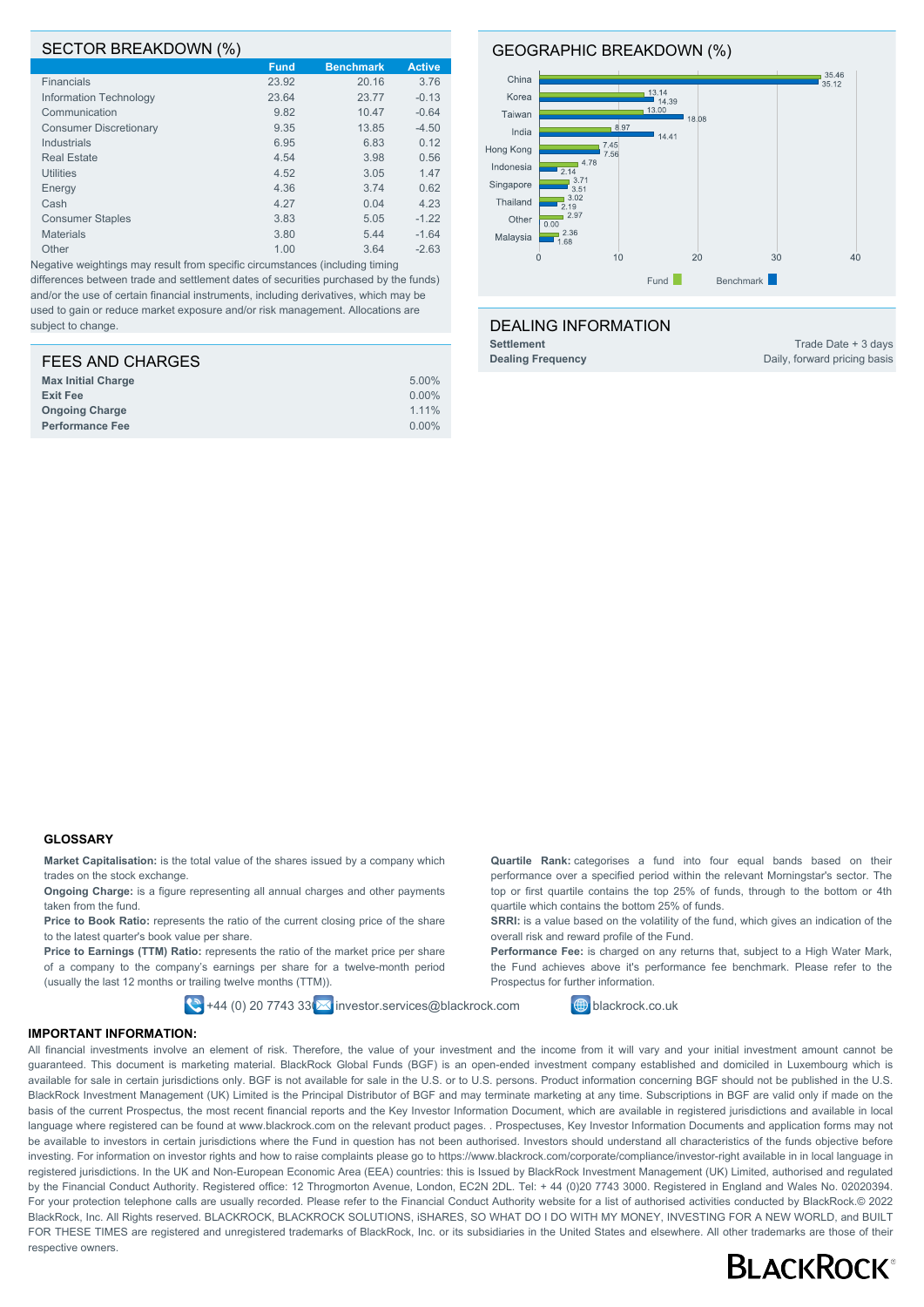## SECTOR BREAKDOWN (%)

| | Fund | Benchmark | Active |
|---|---|---|---|
| Financials | 23.92 | 20.16 | 3.76 |
| Information Technology | 23.64 | 23.77 | -0.13 |
| Communication | 9.82 | 10.47 | -0.64 |
| Consumer Discretionary | 9.35 | 13.85 | -4.50 |
| Industrials | 6.95 | 6.83 | 0.12 |
| Real Estate | 4.54 | 3.98 | 0.56 |
| Utilities | 4.52 | 3.05 | 1.47 |
| Energy | 4.36 | 3.74 | 0.62 |
| Cash | 4.27 | 0.04 | 4.23 |
| Consumer Staples | 3.83 | 5.05 | -1.22 |
| Materials | 3.80 | 5.44 | -1.64 |
| Other | 1.00 | 3.64 | -2.63 |

Negative weightings may result from specific circumstances (including timing differences between trade and settlement dates of securities purchased by the funds) and/or the use of certain financial instruments, including derivatives, which may be used to gain or reduce market exposure and/or risk management. Allocations are subject to change.

## GEOGRAPHIC BREAKDOWN (%)

| | Fund | Benchmark |
|---|---|---|
| China | 35.46 | 35.12 |
| Korea | 13.14 | 14.39 |
| Taiwan | 13.00 | 18.08 |
| India | 8.97 | 14.41 |
| Hong Kong | 7.45 | 7.56 |
| Indonesia | 4.78 | 2.14 |
| Singapore | 3.71 | 3.51 |
| Thailand | 3.02 | 2.19 |
| Other | 2.97 | 0.00 |
| Malaysia | 2.36 | 1.68 |

## FEES AND CHARGES

| | |
|---|---|
| **Max Initial Charge** | 5.00% |
| **Exit Fee** | 0.00% |
| **Ongoing Charge** | 1.11% |
| **Performance Fee** | 0.00% |

## DEALING INFORMATION

| | |
|---|---|
| **Settlement** | Trade Date + 3 days |
| **Dealing Frequency** | Daily, forward pricing basis |

### GLOSSARY

**Market Capitalisation:** is the total value of the shares issued by a company which trades on the stock exchange.

**Ongoing Charge:** is a figure representing all annual charges and other payments taken from the fund.

**Price to Book Ratio:** represents the ratio of the current closing price of the share to the latest quarter's book value per share.

**Price to Earnings (TTM) Ratio:** represents the ratio of the market price per share of a company to the company's earnings per share for a twelve-month period (usually the last 12 months or trailing twelve months (TTM)).

**Quartile Rank:** categorises a fund into four equal bands based on their performance over a specified period within the relevant Morningstar's sector. The top or first quartile contains the top 25% of funds, through to the bottom or 4th quartile which contains the bottom 25% of funds.

**SRRI:** is a value based on the volatility of the fund, which gives an indication of the overall risk and reward profile of the Fund.

**Performance Fee:** is charged on any returns that, subject to a High Water Mark, the Fund achieves above it's performance fee benchmark. Please refer to the Prospectus for further information.

+44 (0) 20 7743 3000 investor.services@blackrock.com blackrock.co.uk

### IMPORTANT INFORMATION:

All financial investments involve an element of risk. Therefore, the value of your investment and the income from it will vary and your initial investment amount cannot be guaranteed. This document is marketing material. BlackRock Global Funds (BGF) is an open-ended investment company established and domiciled in Luxembourg which is available for sale in certain jurisdictions only. BGF is not available for sale in the U.S. or to U.S. persons. Product information concerning BGF should not be published in the U.S. BlackRock Investment Management (UK) Limited is the Principal Distributor of BGF and may terminate marketing at any time. Subscriptions in BGF are valid only if made on the basis of the current Prospectus, the most recent financial reports and the Key Investor Information Document, which are available in registered jurisdictions and available in local language where registered can be found at www.blackrock.com on the relevant product pages. . Prospectuses, Key Investor Information Documents and application forms may not be available to investors in certain jurisdictions where the Fund in question has not been authorised. Investors should understand all characteristics of the funds objective before investing. For information on investor rights and how to raise complaints please go to https://www.blackrock.com/corporate/compliance/investor-right available in in local language in registered jurisdictions. In the UK and Non-European Economic Area (EEA) countries: this is Issued by BlackRock Investment Management (UK) Limited, authorised and regulated by the Financial Conduct Authority. Registered office: 12 Throgmorton Avenue, London, EC2N 2DL. Tel: + 44 (0)20 7743 3000. Registered in England and Wales No. 02020394. For your protection telephone calls are usually recorded. Please refer to the Financial Conduct Authority website for a list of authorised activities conducted by BlackRock.© 2022 BlackRock, Inc. All Rights reserved. BLACKROCK, BLACKROCK SOLUTIONS, iSHARES, SO WHAT DO I DO WITH MY MONEY, INVESTING FOR A NEW WORLD, and BUILT FOR THESE TIMES are registered and unregistered trademarks of BlackRock, Inc. or its subsidiaries in the United States and elsewhere. All other trademarks are those of their respective owners.

BLACKROCK®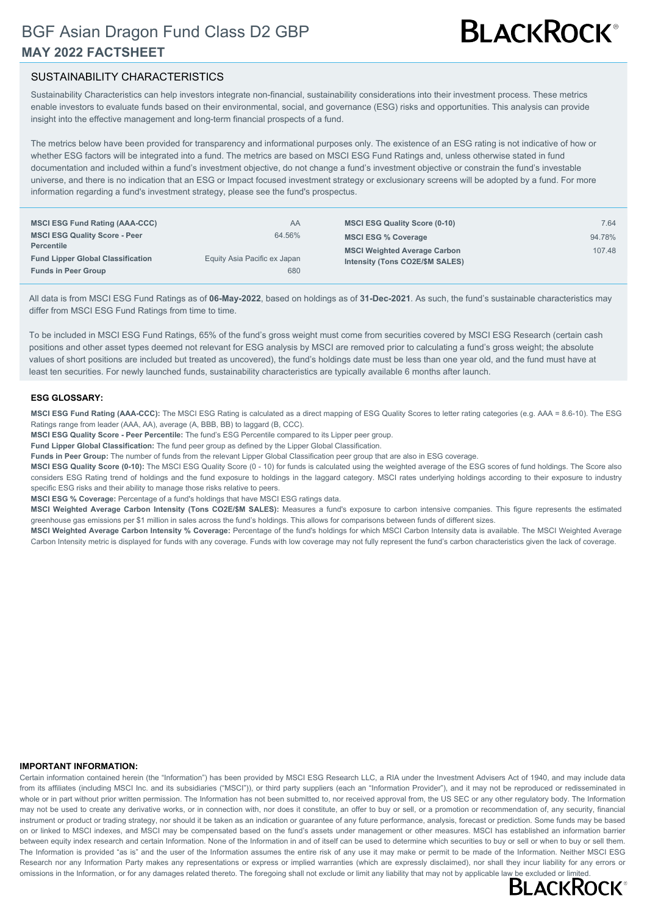## SUSTAINABILITY CHARACTERISTICS

Sustainability Characteristics can help investors integrate non-financial, sustainability considerations into their investment process. These metrics enable investors to evaluate funds based on their environmental, social, and governance (ESG) risks and opportunities. This analysis can provide insight into the effective management and long-term financial prospects of a fund.

The metrics below have been provided for transparency and informational purposes only. The existence of an ESG rating is not indicative of how or whether ESG factors will be integrated into a fund. The metrics are based on MSCI ESG Fund Ratings and, unless otherwise stated in fund documentation and included within a fund's investment objective, do not change a fund's investment objective or constrain the fund's investable universe, and there is no indication that an ESG or Impact focused investment strategy or exclusionary screens will be adopted by a fund. For more information regarding a fund's investment strategy, please see the fund's prospectus.

| | | | |
|---|---|---|---|
| **MSCI ESG Fund Rating (AAA-CCC)** | AA | **MSCI ESG Quality Score (0-10)** | 7.64 |
| **MSCI ESG Quality Score - Peer Percentile** | 64.56% | **MSCI ESG % Coverage** | 94.78% |
| **Fund Lipper Global Classification** | Equity Asia Pacific ex Japan | **MSCI Weighted Average Carbon Intensity (Tons CO2E/$M SALES)** | 107.48 |
| **Funds in Peer Group** | 680 | | |

All data is from MSCI ESG Fund Ratings as of **06-May-2022**, based on holdings as of **31-Dec-2021**. As such, the fund's sustainable characteristics may differ from MSCI ESG Fund Ratings from time to time.

To be included in MSCI ESG Fund Ratings, 65% of the fund's gross weight must come from securities covered by MSCI ESG Research (certain cash positions and other asset types deemed not relevant for ESG analysis by MSCI are removed prior to calculating a fund's gross weight; the absolute values of short positions are included but treated as uncovered), the fund's holdings date must be less than one year old, and the fund must have at least ten securities. For newly launched funds, sustainability characteristics are typically available 6 months after launch.

### ESG GLOSSARY:

**MSCI ESG Fund Rating (AAA-CCC):** The MSCI ESG Rating is calculated as a direct mapping of ESG Quality Scores to letter rating categories (e.g. AAA = 8.6-10). The ESG Ratings range from leader (AAA, AA), average (A, BBB, BB) to laggard (B, CCC).

**MSCI ESG Quality Score - Peer Percentile:** The fund's ESG Percentile compared to its Lipper peer group.

**Fund Lipper Global Classification:** The fund peer group as defined by the Lipper Global Classification.

**Funds in Peer Group:** The number of funds from the relevant Lipper Global Classification peer group that are also in ESG coverage.

**MSCI ESG Quality Score (0-10):** The MSCI ESG Quality Score (0 - 10) for funds is calculated using the weighted average of the ESG scores of fund holdings. The Score also considers ESG Rating trend of holdings and the fund exposure to holdings in the laggard category. MSCI rates underlying holdings according to their exposure to industry specific ESG risks and their ability to manage those risks relative to peers.

**MSCI ESG % Coverage:** Percentage of a fund's holdings that have MSCI ESG ratings data.

**MSCI Weighted Average Carbon Intensity (Tons CO2E/$M SALES):** Measures a fund's exposure to carbon intensive companies. This figure represents the estimated greenhouse gas emissions per $1 million in sales across the fund's holdings. This allows for comparisons between funds of different sizes.

**MSCI Weighted Average Carbon Intensity % Coverage:** Percentage of the fund's holdings for which MSCI Carbon Intensity data is available. The MSCI Weighted Average Carbon Intensity metric is displayed for funds with any coverage. Funds with low coverage may not fully represent the fund's carbon characteristics given the lack of coverage.

### IMPORTANT INFORMATION:

Certain information contained herein (the "Information") has been provided by MSCI ESG Research LLC, a RIA under the Investment Advisers Act of 1940, and may include data from its affiliates (including MSCI Inc. and its subsidiaries ("MSCI")), or third party suppliers (each an "Information Provider"), and it may not be reproduced or redisseminated in whole or in part without prior written permission. The Information has not been submitted to, nor received approval from, the US SEC or any other regulatory body. The Information may not be used to create any derivative works, or in connection with, nor does it constitute, an offer to buy or sell, or a promotion or recommendation of, any security, financial instrument or product or trading strategy, nor should it be taken as an indication or guarantee of any future performance, analysis, forecast or prediction. Some funds may be based on or linked to MSCI indexes, and MSCI may be compensated based on the fund's assets under management or other measures. MSCI has established an information barrier between equity index research and certain Information. None of the Information in and of itself can be used to determine which securities to buy or sell or when to buy or sell them. The Information is provided "as is" and the user of the Information assumes the entire risk of any use it may make or permit to be made of the Information. Neither MSCI ESG Research nor any Information Party makes any representations or express or implied warranties (which are expressly disclaimed), nor shall they incur liability for any errors or omissions in the Information, or for any damages related thereto. The foregoing shall not exclude or limit any liability that may not by applicable law be excluded or limited.